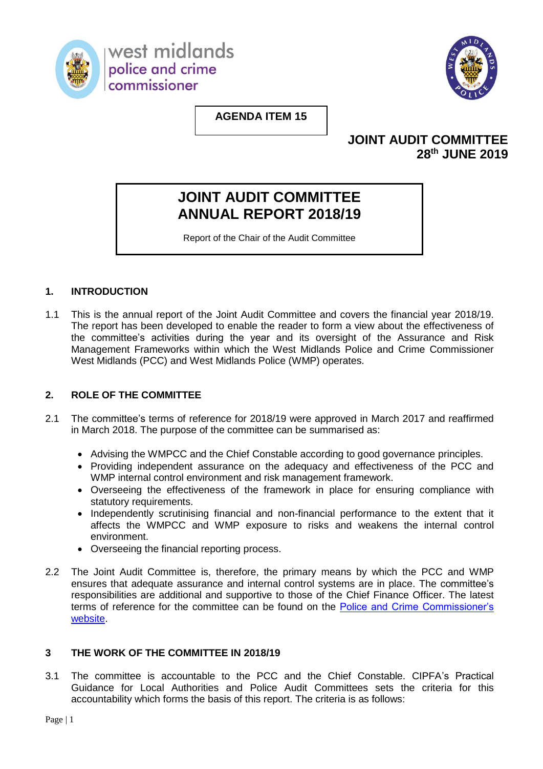west midlands police and crime commissioner

**AGENDA ITEM 15**

**JOINT AUDIT COMMITTEE**
**28th JUNE 2019**

# JOINT AUDIT COMMITTEE ANNUAL REPORT 2018/19

Report of the Chair of the Audit Committee

## 1. INTRODUCTION

1.1 This is the annual report of the Joint Audit Committee and covers the financial year 2018/19. The report has been developed to enable the reader to form a view about the effectiveness of the committee's activities during the year and its oversight of the Assurance and Risk Management Frameworks within which the West Midlands Police and Crime Commissioner West Midlands (PCC) and West Midlands Police (WMP) operates.

## 2. ROLE OF THE COMMITTEE

2.1 The committee's terms of reference for 2018/19 were approved in March 2017 and reaffirmed in March 2018. The purpose of the committee can be summarised as:

- Advising the WMPCC and the Chief Constable according to good governance principles.
- Providing independent assurance on the adequacy and effectiveness of the PCC and WMP internal control environment and risk management framework.
- Overseeing the effectiveness of the framework in place for ensuring compliance with statutory requirements.
- Independently scrutinising financial and non-financial performance to the extent that it affects the WMPCC and WMP exposure to risks and weakens the internal control environment.
- Overseeing the financial reporting process.

2.2 The Joint Audit Committee is, therefore, the primary means by which the PCC and WMP ensures that adequate assurance and internal control systems are in place. The committee's responsibilities are additional and supportive to those of the Chief Finance Officer. The latest terms of reference for the committee can be found on the Police and Crime Commissioner's website.

## 3 THE WORK OF THE COMMITTEE IN 2018/19

3.1 The committee is accountable to the PCC and the Chief Constable. CIPFA's Practical Guidance for Local Authorities and Police Audit Committees sets the criteria for this accountability which forms the basis of this report. The criteria is as follows: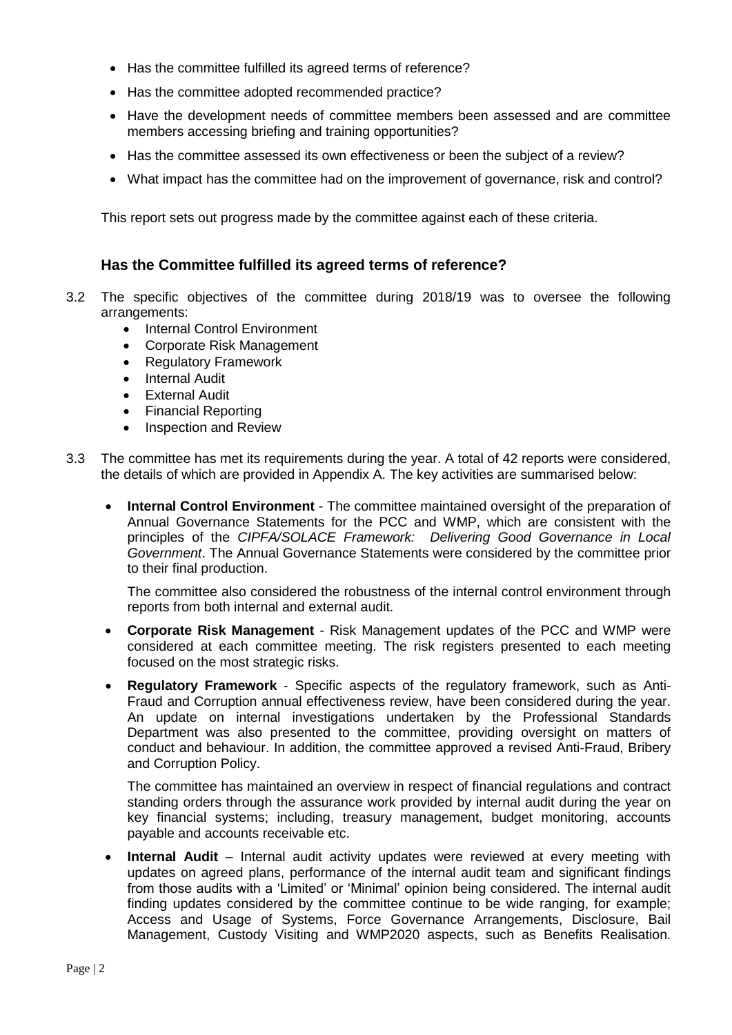- Has the committee fulfilled its agreed terms of reference?
- Has the committee adopted recommended practice?
- Have the development needs of committee members been assessed and are committee members accessing briefing and training opportunities?
- Has the committee assessed its own effectiveness or been the subject of a review?
- What impact has the committee had on the improvement of governance, risk and control?

This report sets out progress made by the committee against each of these criteria.

### Has the Committee fulfilled its agreed terms of reference?

3.2 The specific objectives of the committee during 2018/19 was to oversee the following arrangements:
   - Internal Control Environment
   - Corporate Risk Management
   - Regulatory Framework
   - Internal Audit
   - External Audit
   - Financial Reporting
   - Inspection and Review

3.3 The committee has met its requirements during the year. A total of 42 reports were considered, the details of which are provided in Appendix A. The key activities are summarised below:

- **Internal Control Environment** - The committee maintained oversight of the preparation of Annual Governance Statements for the PCC and WMP, which are consistent with the principles of the *CIPFA/SOLACE Framework: Delivering Good Governance in Local Government*. The Annual Governance Statements were considered by the committee prior to their final production.

  The committee also considered the robustness of the internal control environment through reports from both internal and external audit.

- **Corporate Risk Management** - Risk Management updates of the PCC and WMP were considered at each committee meeting. The risk registers presented to each meeting focused on the most strategic risks.

- **Regulatory Framework** - Specific aspects of the regulatory framework, such as Anti-Fraud and Corruption annual effectiveness review, have been considered during the year. An update on internal investigations undertaken by the Professional Standards Department was also presented to the committee, providing oversight on matters of conduct and behaviour. In addition, the committee approved a revised Anti-Fraud, Bribery and Corruption Policy.

  The committee has maintained an overview in respect of financial regulations and contract standing orders through the assurance work provided by internal audit during the year on key financial systems; including, treasury management, budget monitoring, accounts payable and accounts receivable etc.

- **Internal Audit** – Internal audit activity updates were reviewed at every meeting with updates on agreed plans, performance of the internal audit team and significant findings from those audits with a 'Limited' or 'Minimal' opinion being considered. The internal audit finding updates considered by the committee continue to be wide ranging, for example; Access and Usage of Systems, Force Governance Arrangements, Disclosure, Bail Management, Custody Visiting and WMP2020 aspects, such as Benefits Realisation.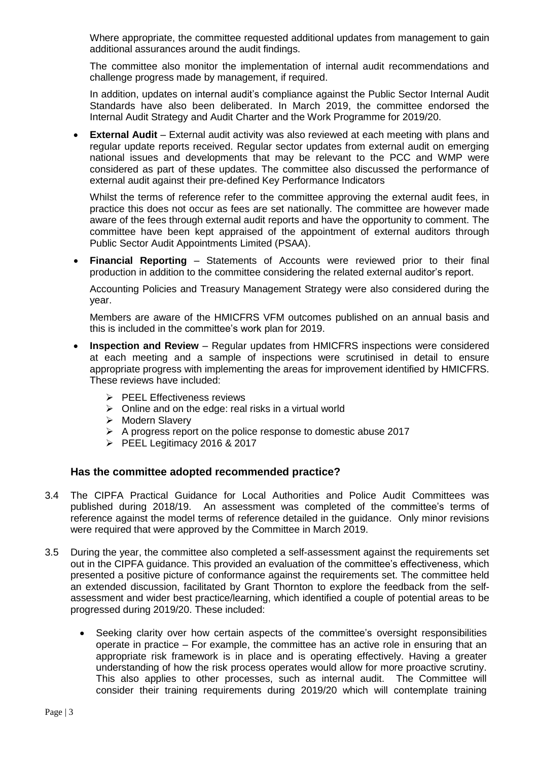Where appropriate, the committee requested additional updates from management to gain additional assurances around the audit findings.

The committee also monitor the implementation of internal audit recommendations and challenge progress made by management, if required.

In addition, updates on internal audit's compliance against the Public Sector Internal Audit Standards have also been deliberated. In March 2019, the committee endorsed the Internal Audit Strategy and Audit Charter and the Work Programme for 2019/20.

- **External Audit** – External audit activity was also reviewed at each meeting with plans and regular update reports received. Regular sector updates from external audit on emerging national issues and developments that may be relevant to the PCC and WMP were considered as part of these updates. The committee also discussed the performance of external audit against their pre-defined Key Performance Indicators

  Whilst the terms of reference refer to the committee approving the external audit fees, in practice this does not occur as fees are set nationally. The committee are however made aware of the fees through external audit reports and have the opportunity to comment. The committee have been kept appraised of the appointment of external auditors through Public Sector Audit Appointments Limited (PSAA).

- **Financial Reporting** – Statements of Accounts were reviewed prior to their final production in addition to the committee considering the related external auditor's report.

  Accounting Policies and Treasury Management Strategy were also considered during the year.

  Members are aware of the HMICFRS VFM outcomes published on an annual basis and this is included in the committee's work plan for 2019.

- **Inspection and Review** – Regular updates from HMICFRS inspections were considered at each meeting and a sample of inspections were scrutinised in detail to ensure appropriate progress with implementing the areas for improvement identified by HMICFRS. These reviews have included:
  - PEEL Effectiveness reviews
  - Online and on the edge: real risks in a virtual world
  - Modern Slavery
  - A progress report on the police response to domestic abuse 2017
  - PEEL Legitimacy 2016 & 2017

### Has the committee adopted recommended practice?

3.4 The CIPFA Practical Guidance for Local Authorities and Police Audit Committees was published during 2018/19. An assessment was completed of the committee's terms of reference against the model terms of reference detailed in the guidance. Only minor revisions were required that were approved by the Committee in March 2019.

3.5 During the year, the committee also completed a self-assessment against the requirements set out in the CIPFA guidance. This provided an evaluation of the committee's effectiveness, which presented a positive picture of conformance against the requirements set. The committee held an extended discussion, facilitated by Grant Thornton to explore the feedback from the self-assessment and wider best practice/learning, which identified a couple of potential areas to be progressed during 2019/20. These included:

- Seeking clarity over how certain aspects of the committee's oversight responsibilities operate in practice – For example, the committee has an active role in ensuring that an appropriate risk framework is in place and is operating effectively. Having a greater understanding of how the risk process operates would allow for more proactive scrutiny. This also applies to other processes, such as internal audit. The Committee will consider their training requirements during 2019/20 which will contemplate training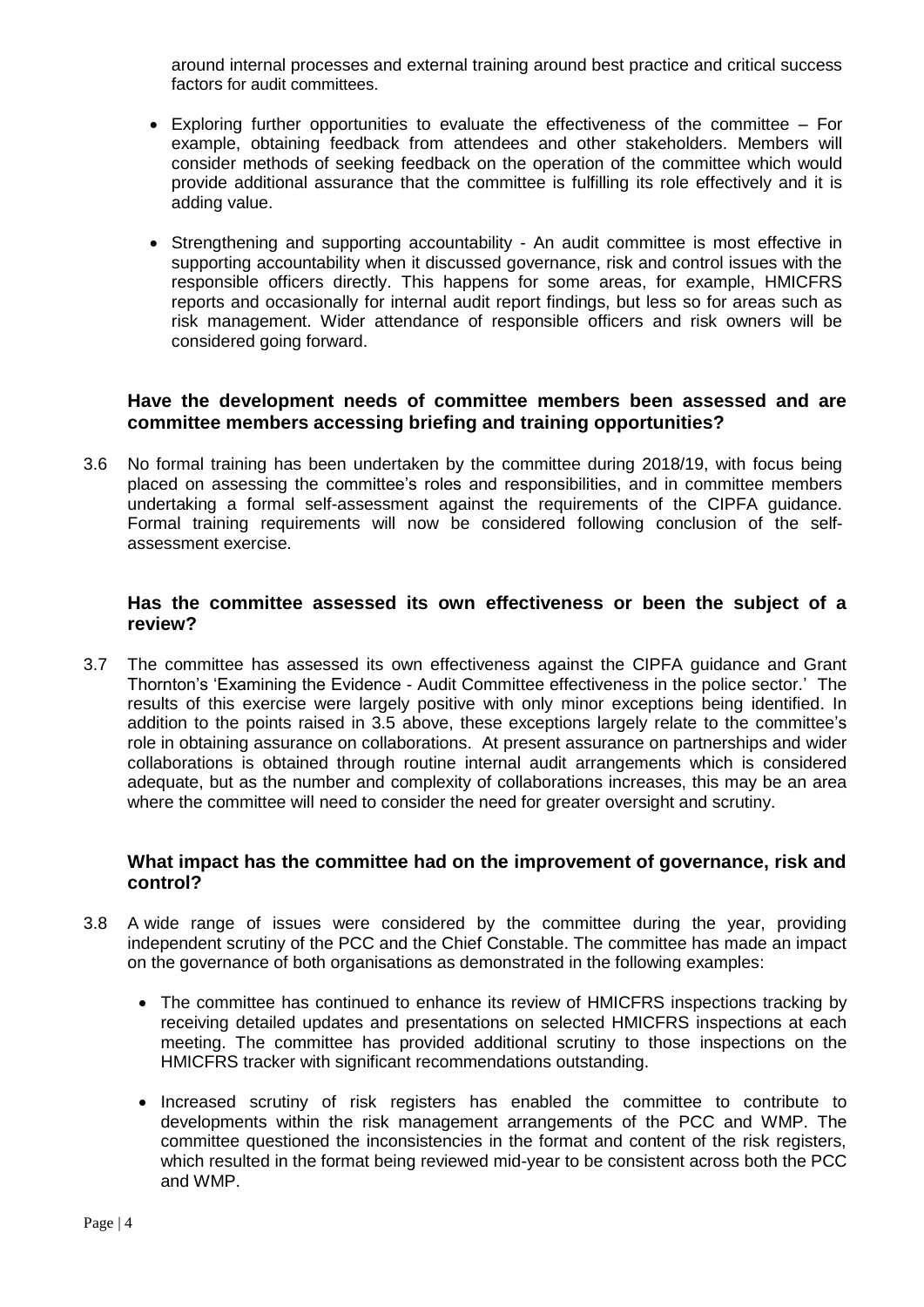around internal processes and external training around best practice and critical success factors for audit committees.

- Exploring further opportunities to evaluate the effectiveness of the committee – For example, obtaining feedback from attendees and other stakeholders. Members will consider methods of seeking feedback on the operation of the committee which would provide additional assurance that the committee is fulfilling its role effectively and it is adding value.

- Strengthening and supporting accountability - An audit committee is most effective in supporting accountability when it discussed governance, risk and control issues with the responsible officers directly. This happens for some areas, for example, HMICFRS reports and occasionally for internal audit report findings, but less so for areas such as risk management. Wider attendance of responsible officers and risk owners will be considered going forward.

### Have the development needs of committee members been assessed and are committee members accessing briefing and training opportunities?

3.6 No formal training has been undertaken by the committee during 2018/19, with focus being placed on assessing the committee's roles and responsibilities, and in committee members undertaking a formal self-assessment against the requirements of the CIPFA guidance. Formal training requirements will now be considered following conclusion of the self-assessment exercise.

### Has the committee assessed its own effectiveness or been the subject of a review?

3.7 The committee has assessed its own effectiveness against the CIPFA guidance and Grant Thornton's 'Examining the Evidence - Audit Committee effectiveness in the police sector.' The results of this exercise were largely positive with only minor exceptions being identified. In addition to the points raised in 3.5 above, these exceptions largely relate to the committee's role in obtaining assurance on collaborations. At present assurance on partnerships and wider collaborations is obtained through routine internal audit arrangements which is considered adequate, but as the number and complexity of collaborations increases, this may be an area where the committee will need to consider the need for greater oversight and scrutiny.

### What impact has the committee had on the improvement of governance, risk and control?

3.8 A wide range of issues were considered by the committee during the year, providing independent scrutiny of the PCC and the Chief Constable. The committee has made an impact on the governance of both organisations as demonstrated in the following examples:

- The committee has continued to enhance its review of HMICFRS inspections tracking by receiving detailed updates and presentations on selected HMICFRS inspections at each meeting. The committee has provided additional scrutiny to those inspections on the HMICFRS tracker with significant recommendations outstanding.

- Increased scrutiny of risk registers has enabled the committee to contribute to developments within the risk management arrangements of the PCC and WMP. The committee questioned the inconsistencies in the format and content of the risk registers, which resulted in the format being reviewed mid-year to be consistent across both the PCC and WMP.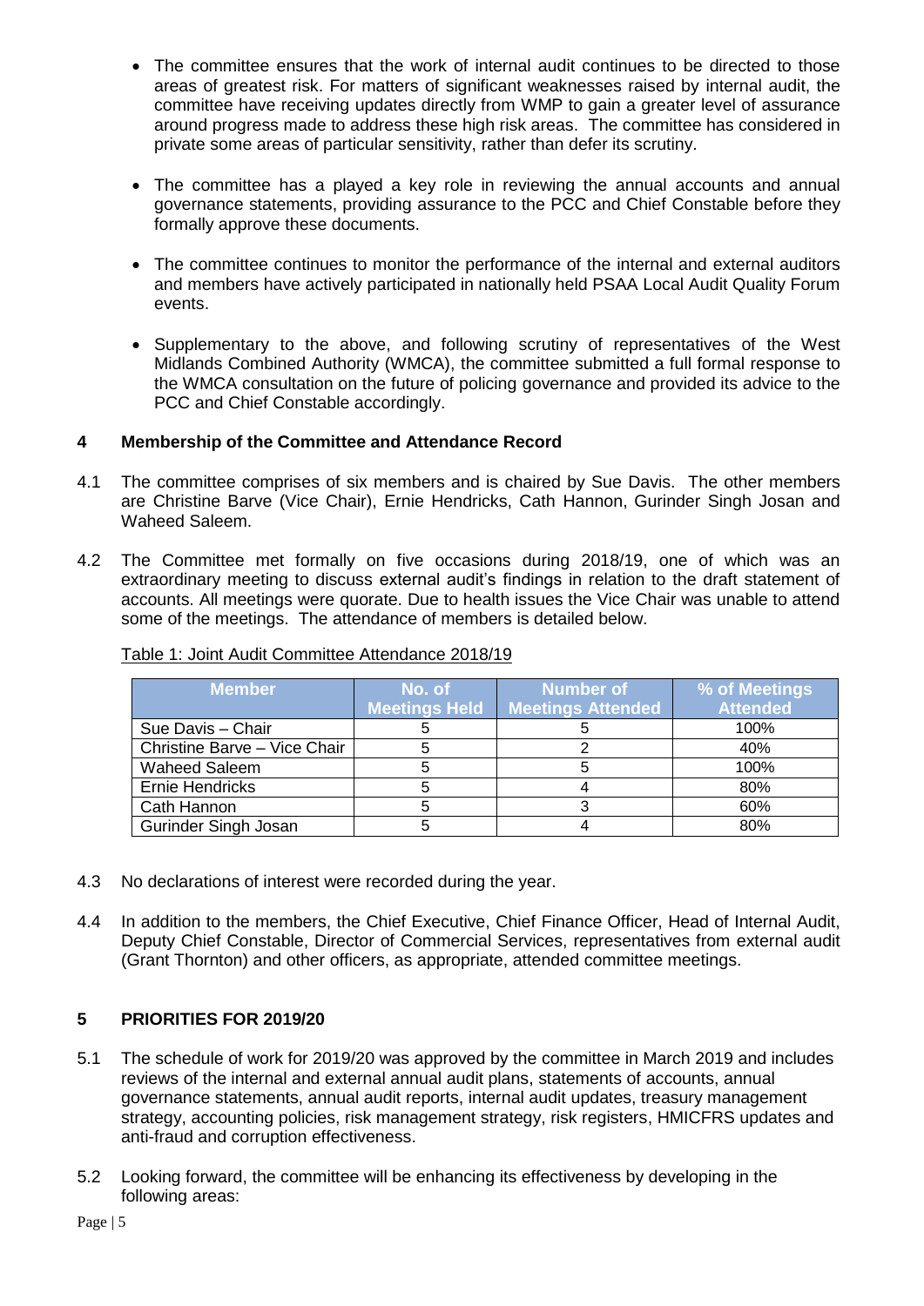- The committee ensures that the work of internal audit continues to be directed to those areas of greatest risk. For matters of significant weaknesses raised by internal audit, the committee have receiving updates directly from WMP to gain a greater level of assurance around progress made to address these high risk areas. The committee has considered in private some areas of particular sensitivity, rather than defer its scrutiny.

- The committee has a played a key role in reviewing the annual accounts and annual governance statements, providing assurance to the PCC and Chief Constable before they formally approve these documents.

- The committee continues to monitor the performance of the internal and external auditors and members have actively participated in nationally held PSAA Local Audit Quality Forum events.

- Supplementary to the above, and following scrutiny of representatives of the West Midlands Combined Authority (WMCA), the committee submitted a full formal response to the WMCA consultation on the future of policing governance and provided its advice to the PCC and Chief Constable accordingly.

## 4 Membership of the Committee and Attendance Record

4.1 The committee comprises of six members and is chaired by Sue Davis. The other members are Christine Barve (Vice Chair), Ernie Hendricks, Cath Hannon, Gurinder Singh Josan and Waheed Saleem.

4.2 The Committee met formally on five occasions during 2018/19, one of which was an extraordinary meeting to discuss external audit's findings in relation to the draft statement of accounts. All meetings were quorate. Due to health issues the Vice Chair was unable to attend some of the meetings. The attendance of members is detailed below.

Table 1: Joint Audit Committee Attendance 2018/19

| Member | No. of Meetings Held | Number of Meetings Attended | % of Meetings Attended |
|---|---|---|---|
| Sue Davis – Chair | 5 | 5 | 100% |
| Christine Barve – Vice Chair | 5 | 2 | 40% |
| Waheed Saleem | 5 | 5 | 100% |
| Ernie Hendricks | 5 | 4 | 80% |
| Cath Hannon | 5 | 3 | 60% |
| Gurinder Singh Josan | 5 | 4 | 80% |

4.3 No declarations of interest were recorded during the year.

4.4 In addition to the members, the Chief Executive, Chief Finance Officer, Head of Internal Audit, Deputy Chief Constable, Director of Commercial Services, representatives from external audit (Grant Thornton) and other officers, as appropriate, attended committee meetings.

## 5 PRIORITIES FOR 2019/20

5.1 The schedule of work for 2019/20 was approved by the committee in March 2019 and includes reviews of the internal and external annual audit plans, statements of accounts, annual governance statements, annual audit reports, internal audit updates, treasury management strategy, accounting policies, risk management strategy, risk registers, HMICFRS updates and anti-fraud and corruption effectiveness.

5.2 Looking forward, the committee will be enhancing its effectiveness by developing in the following areas: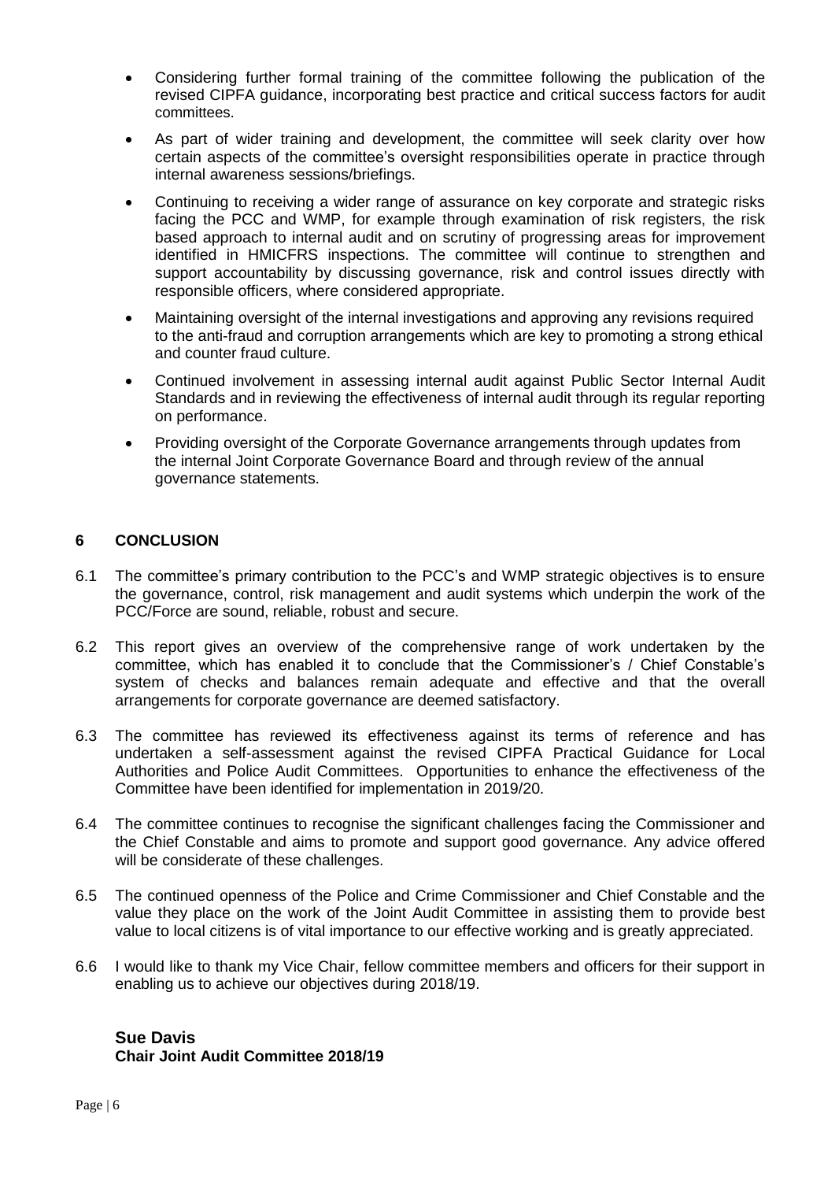- Considering further formal training of the committee following the publication of the revised CIPFA guidance, incorporating best practice and critical success factors for audit committees.
- As part of wider training and development, the committee will seek clarity over how certain aspects of the committee's oversight responsibilities operate in practice through internal awareness sessions/briefings.
- Continuing to receiving a wider range of assurance on key corporate and strategic risks facing the PCC and WMP, for example through examination of risk registers, the risk based approach to internal audit and on scrutiny of progressing areas for improvement identified in HMICFRS inspections. The committee will continue to strengthen and support accountability by discussing governance, risk and control issues directly with responsible officers, where considered appropriate.
- Maintaining oversight of the internal investigations and approving any revisions required to the anti-fraud and corruption arrangements which are key to promoting a strong ethical and counter fraud culture.
- Continued involvement in assessing internal audit against Public Sector Internal Audit Standards and in reviewing the effectiveness of internal audit through its regular reporting on performance.
- Providing oversight of the Corporate Governance arrangements through updates from the internal Joint Corporate Governance Board and through review of the annual governance statements.

## 6 CONCLUSION

6.1 The committee's primary contribution to the PCC's and WMP strategic objectives is to ensure the governance, control, risk management and audit systems which underpin the work of the PCC/Force are sound, reliable, robust and secure.

6.2 This report gives an overview of the comprehensive range of work undertaken by the committee, which has enabled it to conclude that the Commissioner's / Chief Constable's system of checks and balances remain adequate and effective and that the overall arrangements for corporate governance are deemed satisfactory.

6.3 The committee has reviewed its effectiveness against its terms of reference and has undertaken a self-assessment against the revised CIPFA Practical Guidance for Local Authorities and Police Audit Committees. Opportunities to enhance the effectiveness of the Committee have been identified for implementation in 2019/20.

6.4 The committee continues to recognise the significant challenges facing the Commissioner and the Chief Constable and aims to promote and support good governance. Any advice offered will be considerate of these challenges.

6.5 The continued openness of the Police and Crime Commissioner and Chief Constable and the value they place on the work of the Joint Audit Committee in assisting them to provide best value to local citizens is of vital importance to our effective working and is greatly appreciated.

6.6 I would like to thank my Vice Chair, fellow committee members and officers for their support in enabling us to achieve our objectives during 2018/19.

**Sue Davis**
**Chair Joint Audit Committee 2018/19**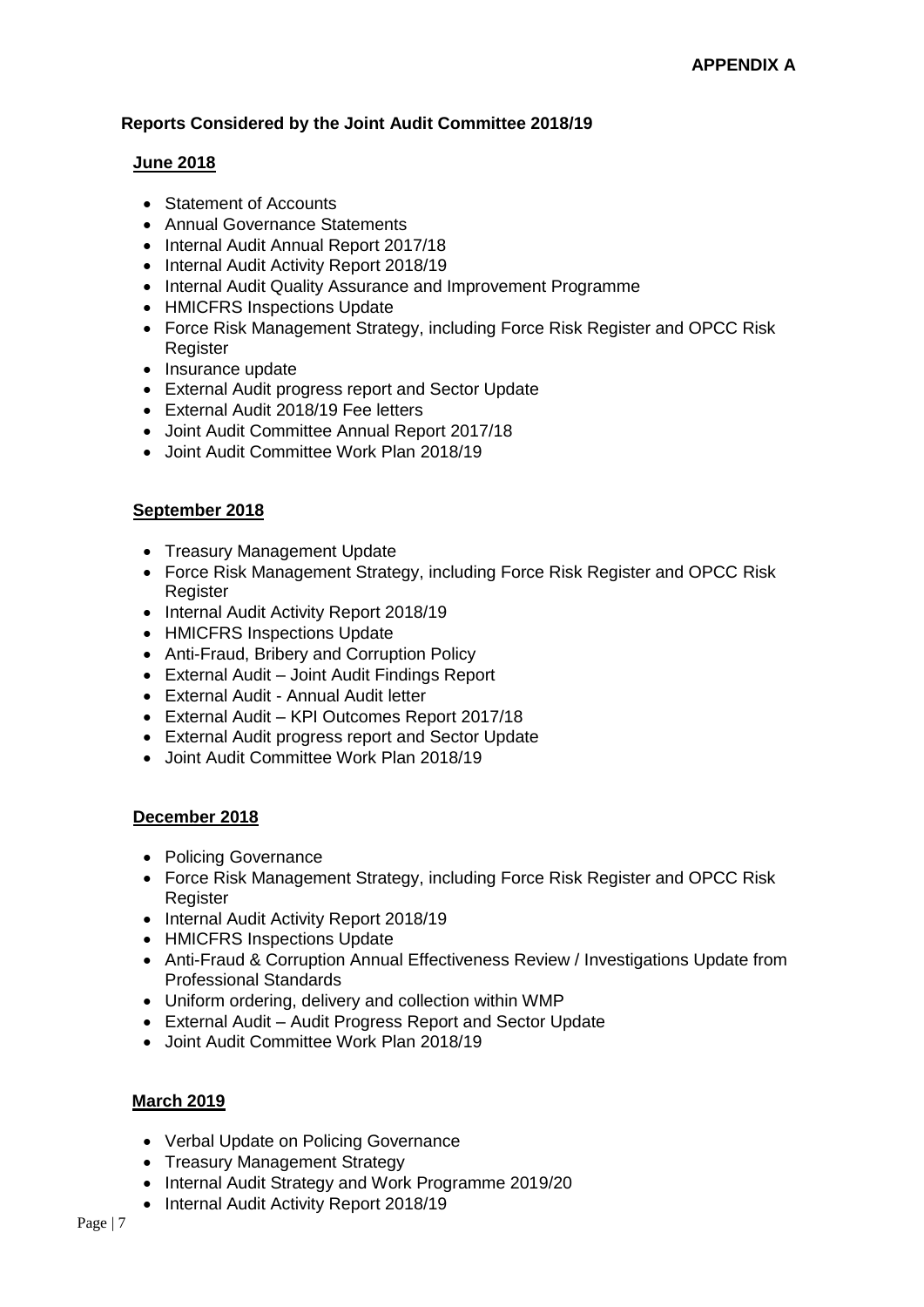**APPENDIX A**

## Reports Considered by the Joint Audit Committee 2018/19

### June 2018

- Statement of Accounts
- Annual Governance Statements
- Internal Audit Annual Report 2017/18
- Internal Audit Activity Report 2018/19
- Internal Audit Quality Assurance and Improvement Programme
- HMICFRS Inspections Update
- Force Risk Management Strategy, including Force Risk Register and OPCC Risk Register
- Insurance update
- External Audit progress report and Sector Update
- External Audit 2018/19 Fee letters
- Joint Audit Committee Annual Report 2017/18
- Joint Audit Committee Work Plan 2018/19

### September 2018

- Treasury Management Update
- Force Risk Management Strategy, including Force Risk Register and OPCC Risk Register
- Internal Audit Activity Report 2018/19
- HMICFRS Inspections Update
- Anti-Fraud, Bribery and Corruption Policy
- External Audit – Joint Audit Findings Report
- External Audit - Annual Audit letter
- External Audit – KPI Outcomes Report 2017/18
- External Audit progress report and Sector Update
- Joint Audit Committee Work Plan 2018/19

### December 2018

- Policing Governance
- Force Risk Management Strategy, including Force Risk Register and OPCC Risk Register
- Internal Audit Activity Report 2018/19
- HMICFRS Inspections Update
- Anti-Fraud & Corruption Annual Effectiveness Review / Investigations Update from Professional Standards
- Uniform ordering, delivery and collection within WMP
- External Audit – Audit Progress Report and Sector Update
- Joint Audit Committee Work Plan 2018/19

### March 2019

- Verbal Update on Policing Governance
- Treasury Management Strategy
- Internal Audit Strategy and Work Programme 2019/20
- Internal Audit Activity Report 2018/19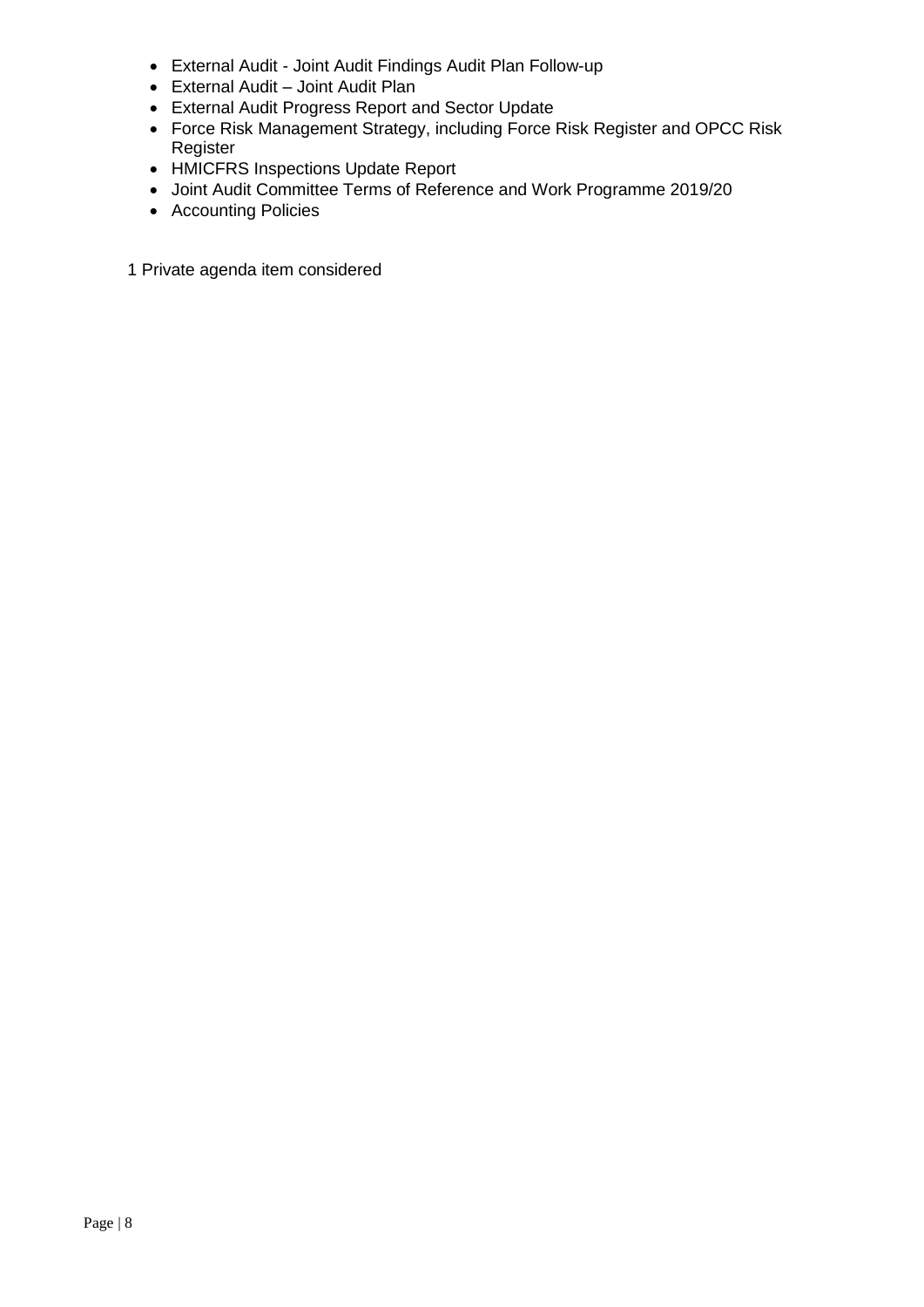- External Audit - Joint Audit Findings Audit Plan Follow-up
- External Audit – Joint Audit Plan
- External Audit Progress Report and Sector Update
- Force Risk Management Strategy, including Force Risk Register and OPCC Risk Register
- HMICFRS Inspections Update Report
- Joint Audit Committee Terms of Reference and Work Programme 2019/20
- Accounting Policies

1 Private agenda item considered